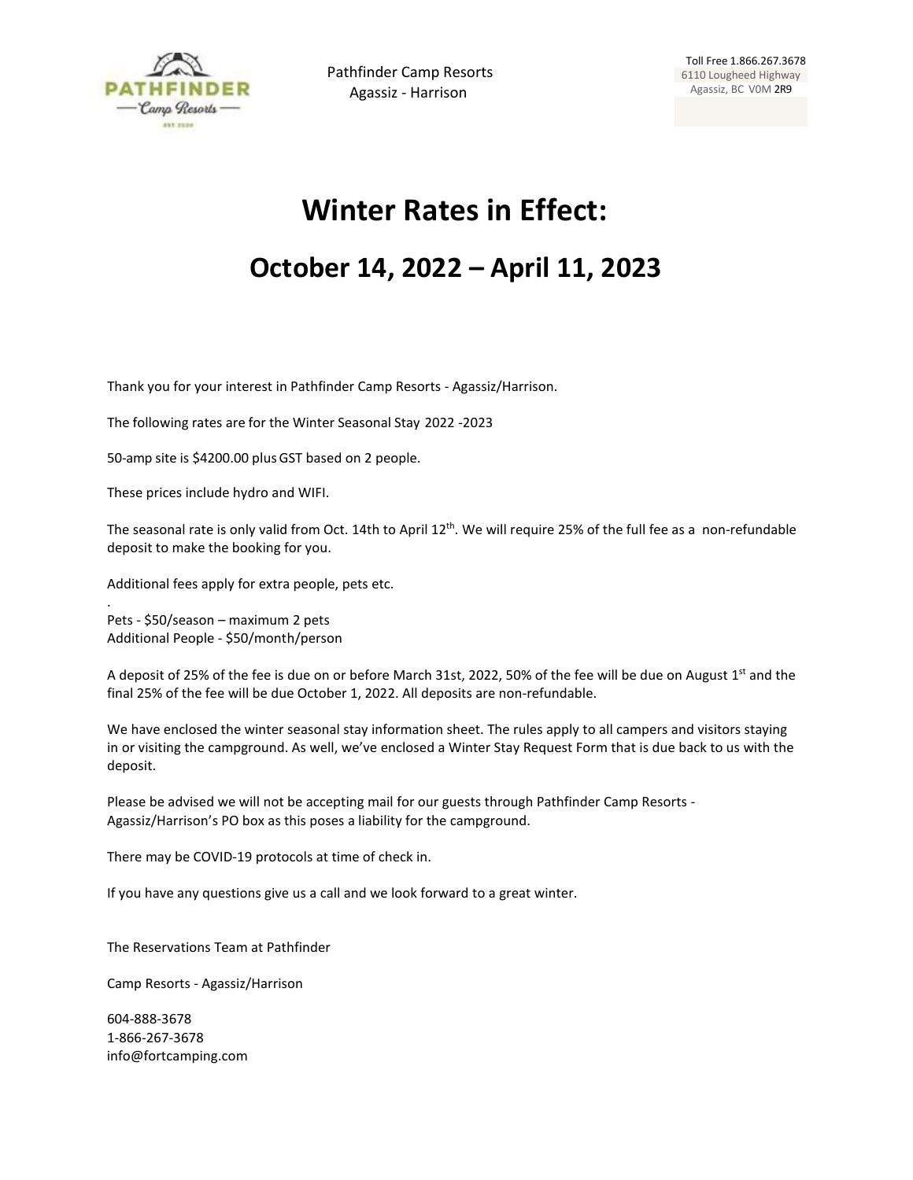Pathfinder Camp Resorts
Agassiz - Harrison

Toll Free 1.866.267.3678
6110 Lougheed Highway
Agassiz, BC V0M 2R9

# Winter Rates in Effect:

# October 14, 2022 – April 11, 2023

Thank you for your interest in Pathfinder Camp Resorts - Agassiz/Harrison.

The following rates are for the Winter Seasonal Stay 2022 -2023

50-amp site is $4200.00 plus GST based on 2 people.

These prices include hydro and WIFI.

The seasonal rate is only valid from Oct. 14th to April 12th. We will require 25% of the full fee as a non-refundable deposit to make the booking for you.

Additional fees apply for extra people, pets etc.

.
Pets - $50/season – maximum 2 pets
Additional People - $50/month/person

A deposit of 25% of the fee is due on or before March 31st, 2022, 50% of the fee will be due on August 1st and the final 25% of the fee will be due October 1, 2022. All deposits are non-refundable.

We have enclosed the winter seasonal stay information sheet. The rules apply to all campers and visitors staying in or visiting the campground. As well, we've enclosed a Winter Stay Request Form that is due back to us with the deposit.

Please be advised we will not be accepting mail for our guests through Pathfinder Camp Resorts - Agassiz/Harrison's PO box as this poses a liability for the campground.

There may be COVID-19 protocols at time of check in.

If you have any questions give us a call and we look forward to a great winter.

The Reservations Team at Pathfinder

Camp Resorts - Agassiz/Harrison

604-888-3678
1-866-267-3678
info@fortcamping.com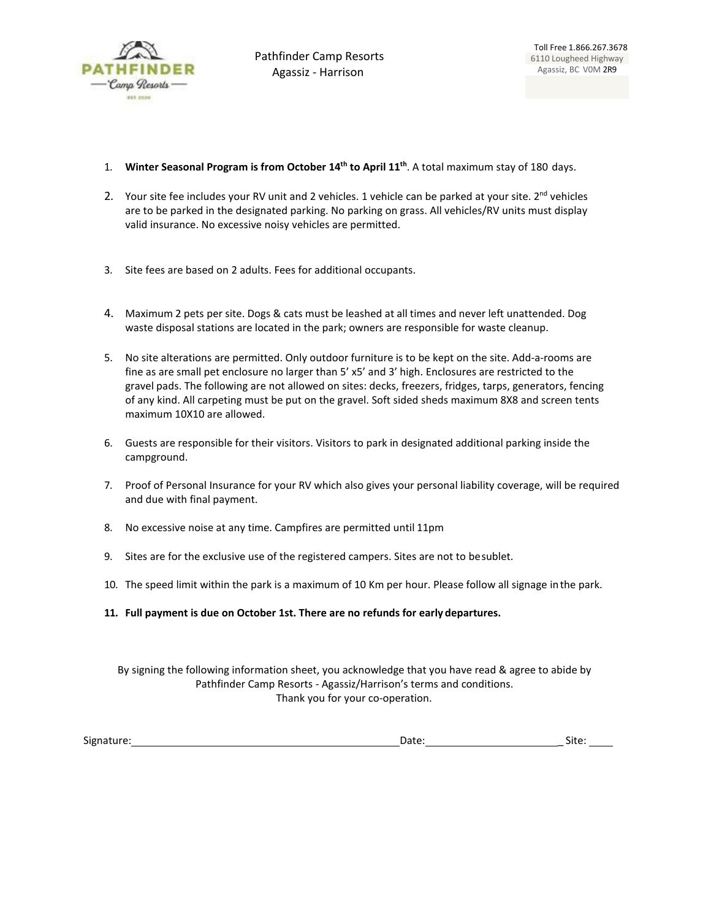Pathfinder Camp Resorts
Agassiz - Harrison

Toll Free 1.866.267.3678
6110 Lougheed Highway
Agassiz, BC V0M 2R9

1. **Winter Seasonal Program is from October 14th to April 11th**. A total maximum stay of 180 days.

2. Your site fee includes your RV unit and 2 vehicles. 1 vehicle can be parked at your site. 2nd vehicles are to be parked in the designated parking. No parking on grass. All vehicles/RV units must display valid insurance. No excessive noisy vehicles are permitted.

3. Site fees are based on 2 adults. Fees for additional occupants.

4. Maximum 2 pets per site. Dogs & cats must be leashed at all times and never left unattended. Dog waste disposal stations are located in the park; owners are responsible for waste cleanup.

5. No site alterations are permitted. Only outdoor furniture is to be kept on the site. Add-a-rooms are fine as are small pet enclosure no larger than 5' x5' and 3' high. Enclosures are restricted to the gravel pads. The following are not allowed on sites: decks, freezers, fridges, tarps, generators, fencing of any kind. All carpeting must be put on the gravel. Soft sided sheds maximum 8X8 and screen tents maximum 10X10 are allowed.

6. Guests are responsible for their visitors. Visitors to park in designated additional parking inside the campground.

7. Proof of Personal Insurance for your RV which also gives your personal liability coverage, will be required and due with final payment.

8. No excessive noise at any time. Campfires are permitted until 11pm

9. Sites are for the exclusive use of the registered campers. Sites are not to be sublet.

10. The speed limit within the park is a maximum of 10 Km per hour. Please follow all signage in the park.

11. **Full payment is due on October 1st. There are no refunds for early departures.**

By signing the following information sheet, you acknowledge that you have read & agree to abide by Pathfinder Camp Resorts - Agassiz/Harrison's terms and conditions.
Thank you for your co-operation.

Signature:_______________________________________ Date:______________________ Site: ____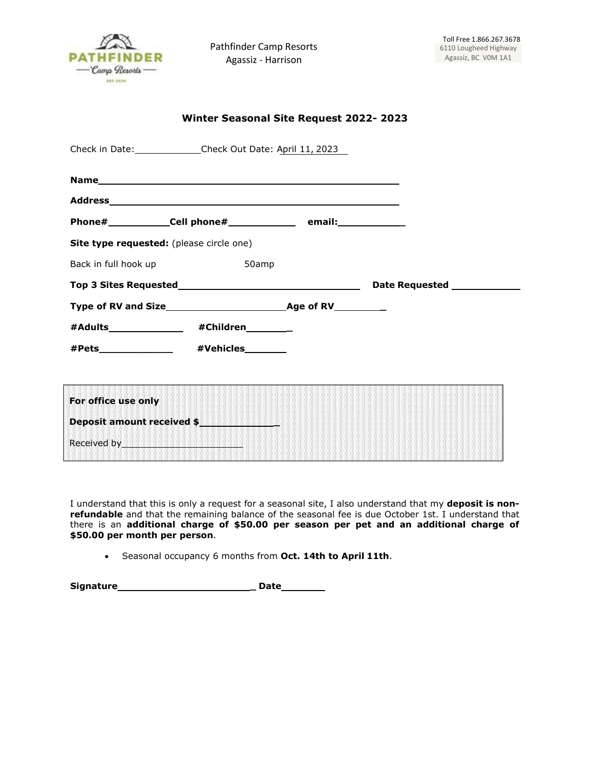Pathfinder Camp Resorts
Agassiz - Harrison

Toll Free 1.866.267.3678
6110 Lougheed Highway
Agassiz, BC V0M 1A1

## Winter Seasonal Site Request 2022- 2023

Check in Date:____________ Check Out Date: April 11, 2023

**Name**_______________________________________________

**Address**_____________________________________________

**Phone#**__________ **Cell phone#**___________ **email:**___________

**Site type requested:** (please circle one)

Back in full hook up 50amp

**Top 3 Sites Requested**_____________________________ **Date Requested** ___________

**Type of RV and Size**____________________ **Age of RV**_________

**#Adults**____________ **#Children**________

**#Pets**____________ **#Vehicles**_______

**For office use only**

**Deposit amount received $**_____________

Received by_____________________

I understand that this is only a request for a seasonal site, I also understand that my **deposit is non-refundable** and that the remaining balance of the seasonal fee is due October 1st. I understand that there is an **additional charge of $50.00 per season per pet and an additional charge of $50.00 per month per person**.

- Seasonal occupancy 6 months from **Oct. 14th to April 11th**.

**Signature**______________________ **Date**_______